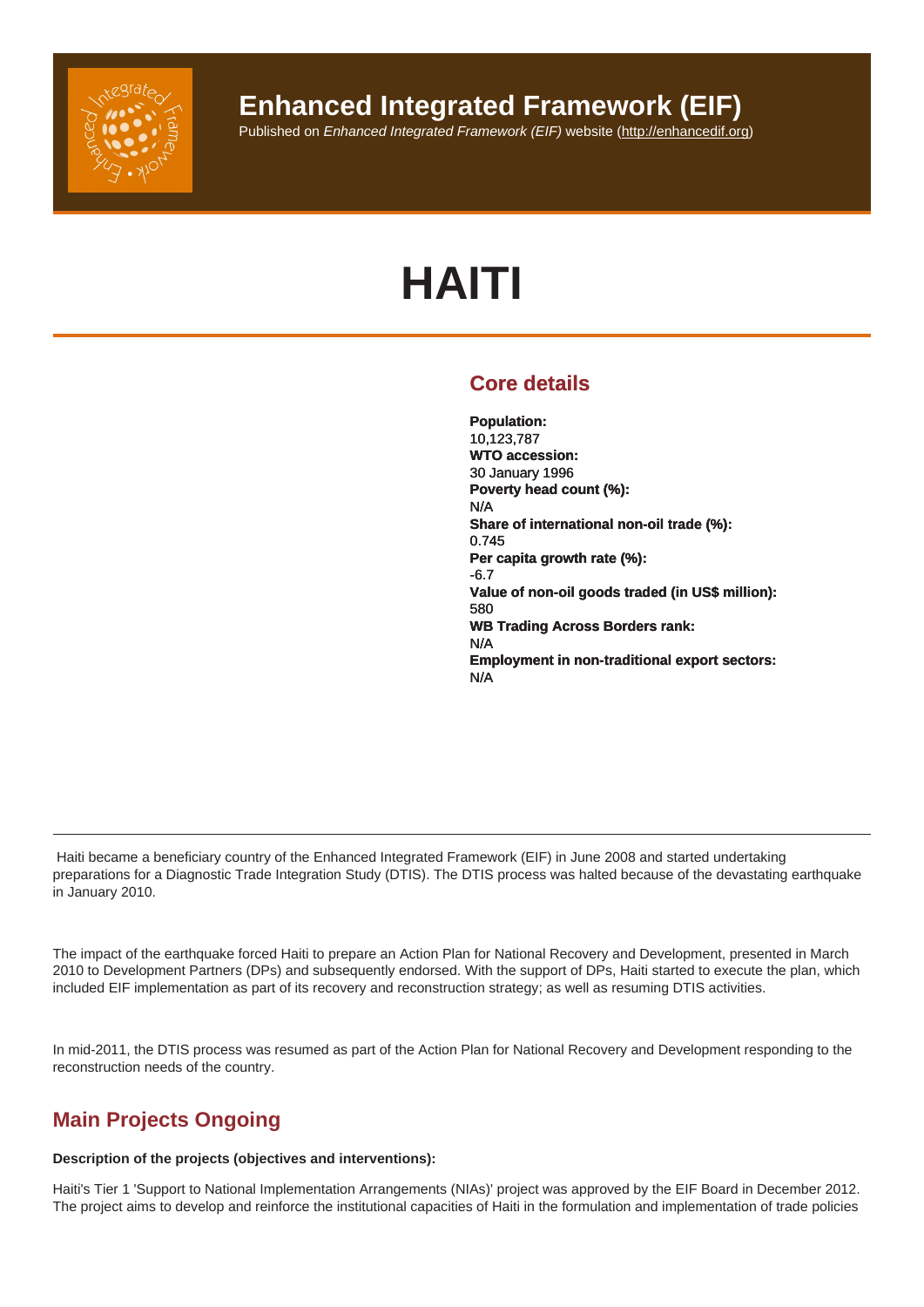# Enhanced Integrated Framework (EIF)

Published on *Enhanced Integrated Framework (EIF)* website (http://enhancedif.org)

# HAITI

## Core details

**Population:**
10,123,787
**WTO accession:**
30 January 1996
**Poverty head count (%):**
N/A
**Share of international non-oil trade (%):**
0.745
**Per capita growth rate (%):**
-6.7
**Value of non-oil goods traded (in US$ million):**
580
**WB Trading Across Borders rank:**
N/A
**Employment in non-traditional export sectors:**
N/A

---

Haiti became a beneficiary country of the Enhanced Integrated Framework (EIF) in June 2008 and started undertaking preparations for a Diagnostic Trade Integration Study (DTIS). The DTIS process was halted because of the devastating earthquake in January 2010.

The impact of the earthquake forced Haiti to prepare an Action Plan for National Recovery and Development, presented in March 2010 to Development Partners (DPs) and subsequently endorsed. With the support of DPs, Haiti started to execute the plan, which included EIF implementation as part of its recovery and reconstruction strategy; as well as resuming DTIS activities.

In mid-2011, the DTIS process was resumed as part of the Action Plan for National Recovery and Development responding to the reconstruction needs of the country.

## Main Projects Ongoing

**Description of the projects (objectives and interventions):**

Haiti's Tier 1 'Support to National Implementation Arrangements (NIAs)' project was approved by the EIF Board in December 2012. The project aims to develop and reinforce the institutional capacities of Haiti in the formulation and implementation of trade policies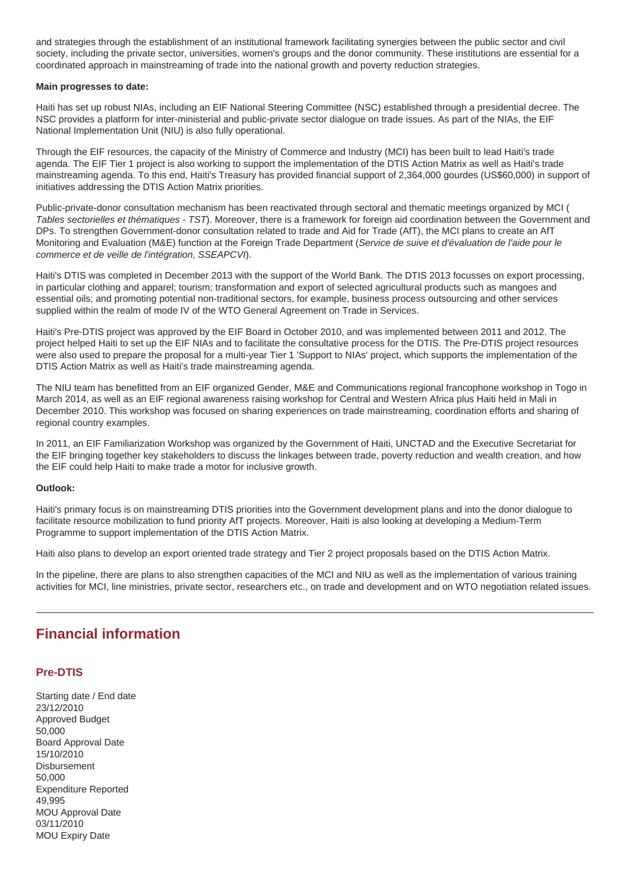and strategies through the establishment of an institutional framework facilitating synergies between the public sector and civil society, including the private sector, universities, women's groups and the donor community. These institutions are essential for a coordinated approach in mainstreaming of trade into the national growth and poverty reduction strategies.

**Main progresses to date:**

Haiti has set up robust NIAs, including an EIF National Steering Committee (NSC) established through a presidential decree. The NSC provides a platform for inter-ministerial and public-private sector dialogue on trade issues. As part of the NIAs, the EIF National Implementation Unit (NIU) is also fully operational.

Through the EIF resources, the capacity of the Ministry of Commerce and Industry (MCI) has been built to lead Haiti's trade agenda. The EIF Tier 1 project is also working to support the implementation of the DTIS Action Matrix as well as Haiti's trade mainstreaming agenda. To this end, Haiti's Treasury has provided financial support of 2,364,000 gourdes (US$60,000) in support of initiatives addressing the DTIS Action Matrix priorities.

Public-private-donor consultation mechanism has been reactivated through sectoral and thematic meetings organized by MCI ( *Tables sectorielles et thématiques - TST*). Moreover, there is a framework for foreign aid coordination between the Government and DPs. To strengthen Government-donor consultation related to trade and Aid for Trade (AfT), the MCI plans to create an AfT Monitoring and Evaluation (M&E) function at the Foreign Trade Department (*Service de suive et d'évaluation de l'aide pour le commerce et de veille de l'intégration, SSEAPCVI*).

Haiti's DTIS was completed in December 2013 with the support of the World Bank. The DTIS 2013 focusses on export processing, in particular clothing and apparel; tourism; transformation and export of selected agricultural products such as mangoes and essential oils; and promoting potential non-traditional sectors, for example, business process outsourcing and other services supplied within the realm of mode IV of the WTO General Agreement on Trade in Services.

Haiti's Pre-DTIS project was approved by the EIF Board in October 2010, and was implemented between 2011 and 2012. The project helped Haiti to set up the EIF NIAs and to facilitate the consultative process for the DTIS. The Pre-DTIS project resources were also used to prepare the proposal for a multi-year Tier 1 'Support to NIAs' project, which supports the implementation of the DTIS Action Matrix as well as Haiti's trade mainstreaming agenda.

The NIU team has benefitted from an EIF organized Gender, M&E and Communications regional francophone workshop in Togo in March 2014, as well as an EIF regional awareness raising workshop for Central and Western Africa plus Haiti held in Mali in December 2010. This workshop was focused on sharing experiences on trade mainstreaming, coordination efforts and sharing of regional country examples.

In 2011, an EIF Familiarization Workshop was organized by the Government of Haiti, UNCTAD and the Executive Secretariat for the EIF bringing together key stakeholders to discuss the linkages between trade, poverty reduction and wealth creation, and how the EIF could help Haiti to make trade a motor for inclusive growth.

**Outlook:**

Haiti's primary focus is on mainstreaming DTIS priorities into the Government development plans and into the donor dialogue to facilitate resource mobilization to fund priority AfT projects. Moreover, Haiti is also looking at developing a Medium-Term Programme to support implementation of the DTIS Action Matrix.

Haiti also plans to develop an export oriented trade strategy and Tier 2 project proposals based on the DTIS Action Matrix.

In the pipeline, there are plans to also strengthen capacities of the MCI and NIU as well as the implementation of various training activities for MCI, line ministries, private sector, researchers etc., on trade and development and on WTO negotiation related issues.

---

## Financial information

### Pre-DTIS

Starting date / End date
23/12/2010
Approved Budget
50,000
Board Approval Date
15/10/2010
Disbursement
50,000
Expenditure Reported
49,995
MOU Approval Date
03/11/2010
MOU Expiry Date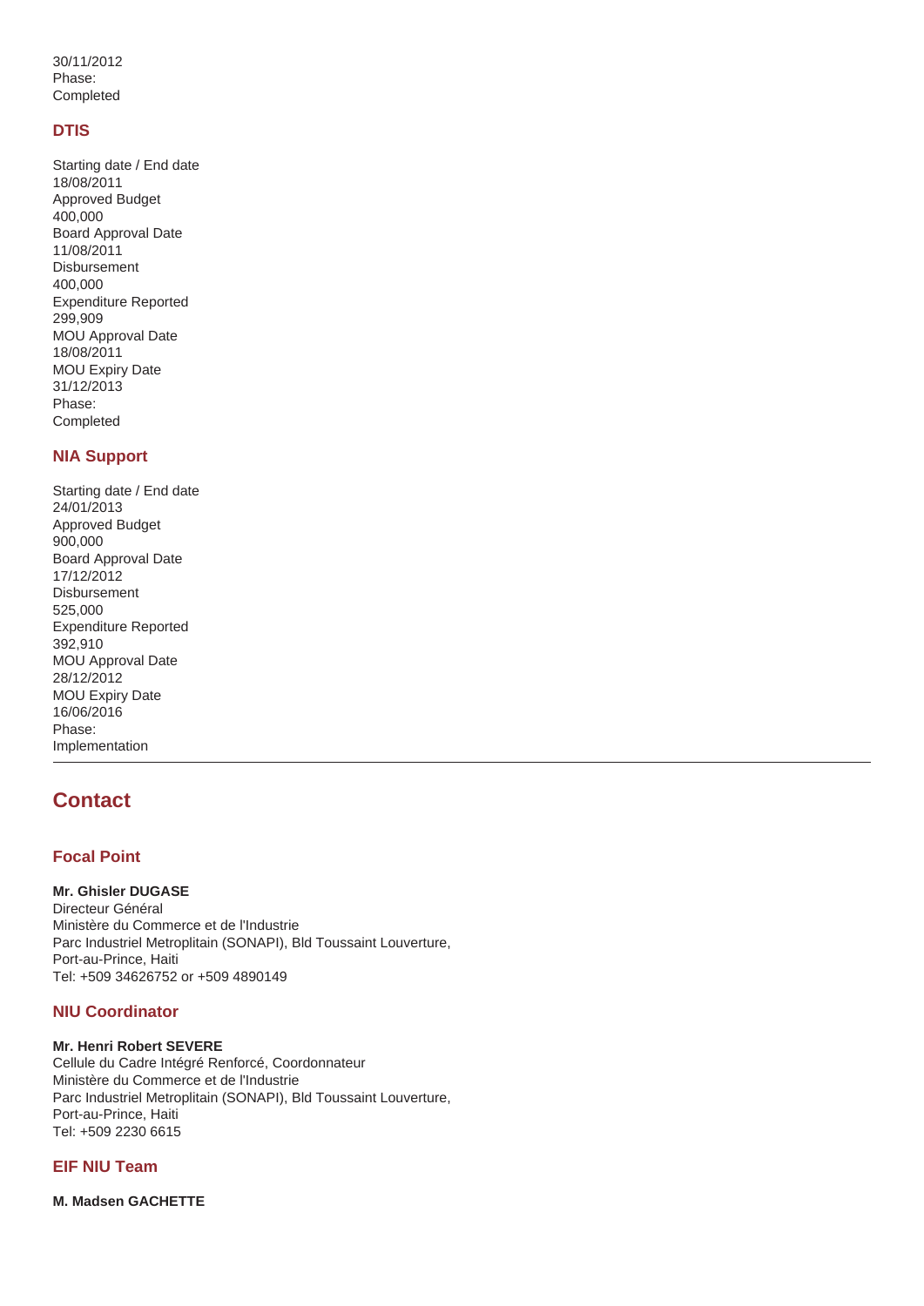30/11/2012
Phase:
Completed

### DTIS

Starting date / End date
18/08/2011
Approved Budget
400,000
Board Approval Date
11/08/2011
Disbursement
400,000
Expenditure Reported
299,909
MOU Approval Date
18/08/2011
MOU Expiry Date
31/12/2013
Phase:
Completed

### NIA Support

Starting date / End date
24/01/2013
Approved Budget
900,000
Board Approval Date
17/12/2012
Disbursement
525,000
Expenditure Reported
392,910
MOU Approval Date
28/12/2012
MOU Expiry Date
16/06/2016
Phase:
Implementation

---

## Contact

### Focal Point

**Mr. Ghisler DUGASE**
Directeur Général
Ministère du Commerce et de l'Industrie
Parc Industriel Metroplitain (SONAPI), Bld Toussaint Louverture,
Port-au-Prince, Haiti
Tel: +509 34626752 or +509 4890149

### NIU Coordinator

**Mr. Henri Robert SEVERE**
Cellule du Cadre Intégré Renforcé, Coordonnateur
Ministère du Commerce et de l'Industrie
Parc Industriel Metroplitain (SONAPI), Bld Toussaint Louverture,
Port-au-Prince, Haiti
Tel: +509 2230 6615

### EIF NIU Team

**M. Madsen GACHETTE**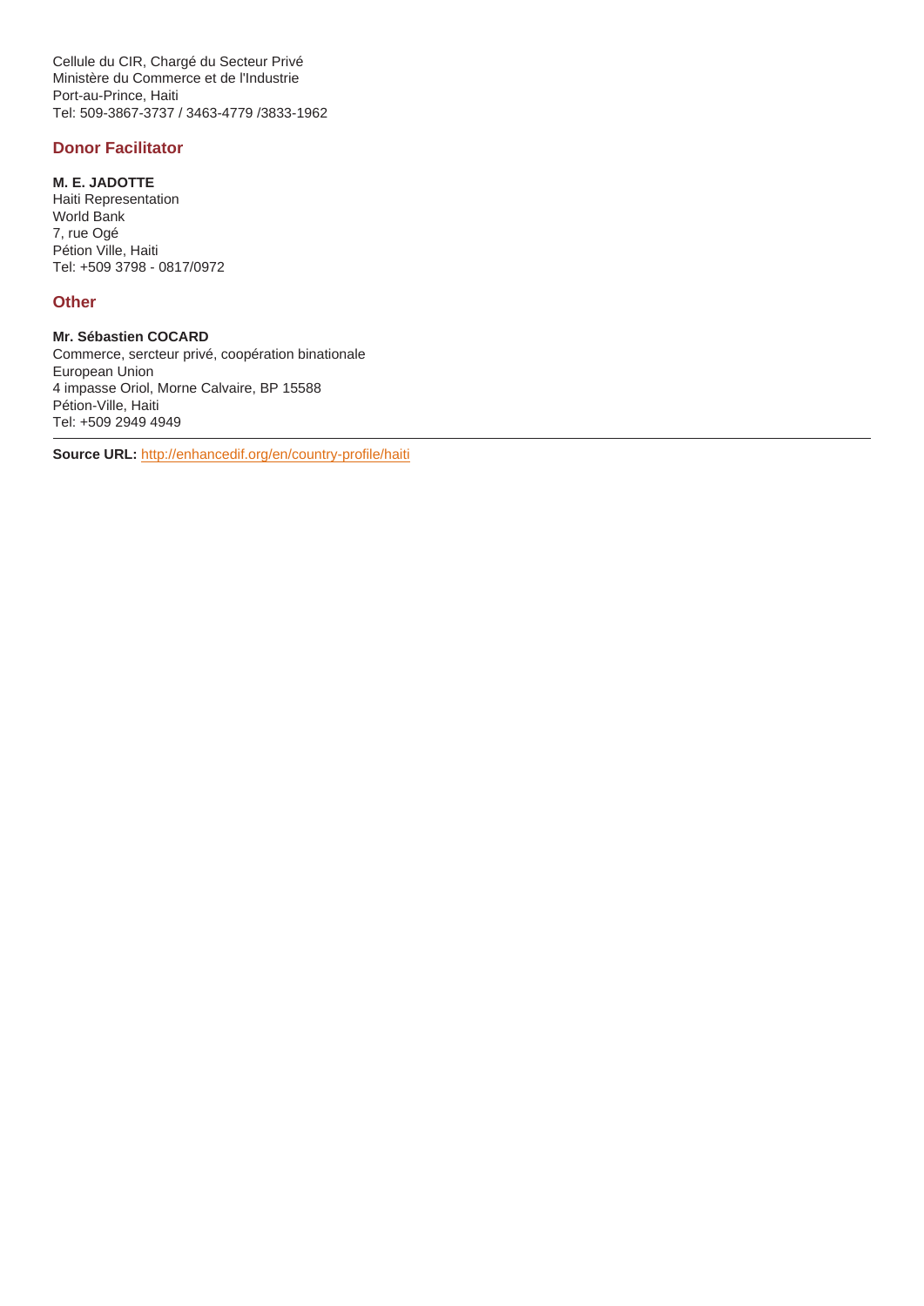Cellule du CIR, Chargé du Secteur Privé
Ministère du Commerce et de l'Industrie
Port-au-Prince, Haiti
Tel: 509-3867-3737 / 3463-4779 /3833-1962

## Donor Facilitator

**M. E. JADOTTE**
Haiti Representation
World Bank
7, rue Ogé
Pétion Ville, Haiti
Tel: +509 3798 - 0817/0972

## Other

**Mr. Sébastien COCARD**
Commerce, sercteur privé, coopération binationale
European Union
4 impasse Oriol, Morne Calvaire, BP 15588
Pétion-Ville, Haiti
Tel: +509 2949 4949

---

**Source URL:** http://enhancedif.org/en/country-profile/haiti